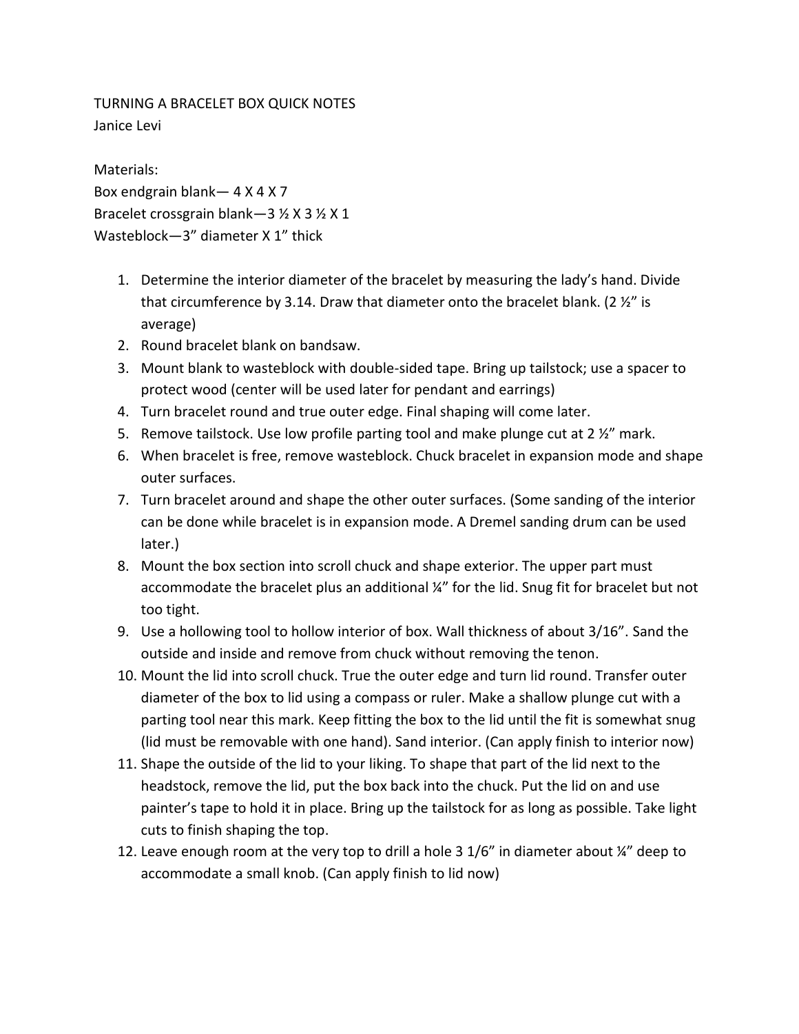TURNING A BRACELET BOX QUICK NOTES
Janice Levi

Materials:
Box endgrain blank— 4 X 4 X 7
Bracelet crossgrain blank—3 ½ X 3 ½ X 1
Wasteblock—3" diameter X 1" thick

1. Determine the interior diameter of the bracelet by measuring the lady's hand. Divide that circumference by 3.14. Draw that diameter onto the bracelet blank. (2 ½" is average)
2. Round bracelet blank on bandsaw.
3. Mount blank to wasteblock with double-sided tape. Bring up tailstock; use a spacer to protect wood (center will be used later for pendant and earrings)
4. Turn bracelet round and true outer edge. Final shaping will come later.
5. Remove tailstock. Use low profile parting tool and make plunge cut at 2 ½" mark.
6. When bracelet is free, remove wasteblock. Chuck bracelet in expansion mode and shape outer surfaces.
7. Turn bracelet around and shape the other outer surfaces. (Some sanding of the interior can be done while bracelet is in expansion mode. A Dremel sanding drum can be used later.)
8. Mount the box section into scroll chuck and shape exterior. The upper part must accommodate the bracelet plus an additional ¼" for the lid. Snug fit for bracelet but not too tight.
9. Use a hollowing tool to hollow interior of box. Wall thickness of about 3/16". Sand the outside and inside and remove from chuck without removing the tenon.
10. Mount the lid into scroll chuck. True the outer edge and turn lid round. Transfer outer diameter of the box to lid using a compass or ruler. Make a shallow plunge cut with a parting tool near this mark. Keep fitting the box to the lid until the fit is somewhat snug (lid must be removable with one hand). Sand interior. (Can apply finish to interior now)
11. Shape the outside of the lid to your liking. To shape that part of the lid next to the headstock, remove the lid, put the box back into the chuck. Put the lid on and use painter's tape to hold it in place. Bring up the tailstock for as long as possible. Take light cuts to finish shaping the top.
12. Leave enough room at the very top to drill a hole 3 1/6" in diameter about ¼" deep to accommodate a small knob. (Can apply finish to lid now)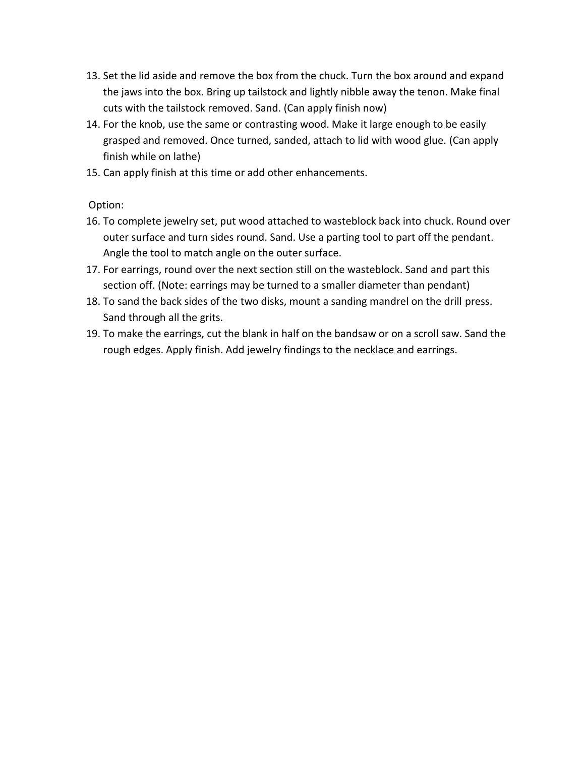13. Set the lid aside and remove the box from the chuck. Turn the box around and expand the jaws into the box. Bring up tailstock and lightly nibble away the tenon. Make final cuts with the tailstock removed. Sand. (Can apply finish now)
14. For the knob, use the same or contrasting wood. Make it large enough to be easily grasped and removed. Once turned, sanded, attach to lid with wood glue. (Can apply finish while on lathe)
15. Can apply finish at this time or add other enhancements.

Option:

16. To complete jewelry set, put wood attached to wasteblock back into chuck. Round over outer surface and turn sides round. Sand. Use a parting tool to part off the pendant. Angle the tool to match angle on the outer surface.
17. For earrings, round over the next section still on the wasteblock. Sand and part this section off. (Note: earrings may be turned to a smaller diameter than pendant)
18. To sand the back sides of the two disks, mount a sanding mandrel on the drill press. Sand through all the grits.
19. To make the earrings, cut the blank in half on the bandsaw or on a scroll saw. Sand the rough edges. Apply finish. Add jewelry findings to the necklace and earrings.